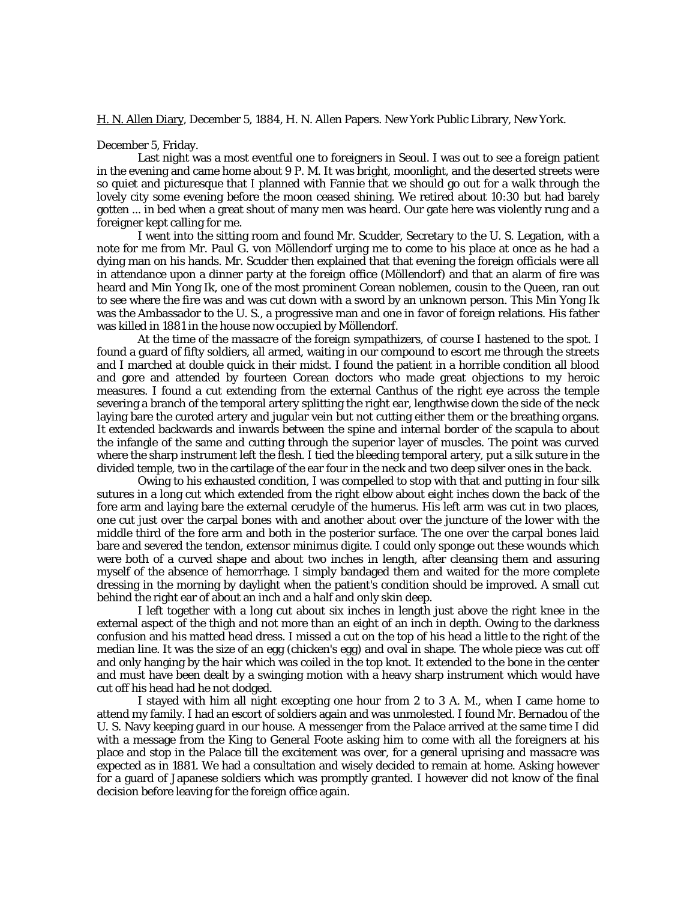H. N. Allen Diary, December 5, 1884, H. N. Allen Papers. New York Public Library, New York.

December 5, Friday.

Last night was a most eventful one to foreigners in Seoul. I was out to see a foreign patient in the evening and came home about 9 P. M. It was bright, moonlight, and the deserted streets were so quiet and picturesque that I planned with Fannie that we should go out for a walk through the lovely city some evening before the moon ceased shining. We retired about 10:30 but had barely gotten ... in bed when a great shout of many men was heard. Our gate here was violently rung and a foreigner kept calling for me.

I went into the sitting room and found Mr. Scudder, Secretary to the U. S. Legation, with a note for me from Mr. Paul G. von Möllendorf urging me to come to his place at once as he had a dying man on his hands. Mr. Scudder then explained that that evening the foreign officials were all in attendance upon a dinner party at the foreign office (Möllendorf) and that an alarm of fire was heard and Min Yong Ik, one of the most prominent Corean noblemen, cousin to the Queen, ran out to see where the fire was and was cut down with a sword by an unknown person. This Min Yong Ik was the Ambassador to the U. S., a progressive man and one in favor of foreign relations. His father was killed in 1881 in the house now occupied by Möllendorf.

At the time of the massacre of the foreign sympathizers, of course I hastened to the spot. I found a guard of fifty soldiers, all armed, waiting in our compound to escort me through the streets and I marched at double quick in their midst. I found the patient in a horrible condition all blood and gore and attended by fourteen Corean doctors who made great objections to my heroic measures. I found a cut extending from the external Canthus of the right eye across the temple severing a branch of the temporal artery splitting the right ear, lengthwise down the side of the neck laying bare the curoted artery and jugular vein but not cutting either them or the breathing organs. It extended backwards and inwards between the spine and internal border of the scapula to about the infangle of the same and cutting through the superior layer of muscles. The point was curved where the sharp instrument left the flesh. I tied the bleeding temporal artery, put a silk suture in the divided temple, two in the cartilage of the ear four in the neck and two deep silver ones in the back.

Owing to his exhausted condition, I was compelled to stop with that and putting in four silk sutures in a long cut which extended from the right elbow about eight inches down the back of the fore arm and laying bare the external cerudyle of the humerus. His left arm was cut in two places, one cut just over the carpal bones with and another about over the juncture of the lower with the middle third of the fore arm and both in the posterior surface. The one over the carpal bones laid bare and severed the tendon, extensor minimus digite. I could only sponge out these wounds which were both of a curved shape and about two inches in length, after cleansing them and assuring myself of the absence of hemorrhage. I simply bandaged them and waited for the more complete dressing in the morning by daylight when the patient's condition should be improved. A small cut behind the right ear of about an inch and a half and only skin deep.

I left together with a long cut about six inches in length just above the right knee in the external aspect of the thigh and not more than an eight of an inch in depth. Owing to the darkness confusion and his matted head dress. I missed a cut on the top of his head a little to the right of the median line. It was the size of an egg (chicken's egg) and oval in shape. The whole piece was cut off and only hanging by the hair which was coiled in the top knot. It extended to the bone in the center and must have been dealt by a swinging motion with a heavy sharp instrument which would have cut off his head had he not dodged.

I stayed with him all night excepting one hour from 2 to 3 A. M., when I came home to attend my family. I had an escort of soldiers again and was unmolested. I found Mr. Bernadou of the U. S. Navy keeping guard in our house. A messenger from the Palace arrived at the same time I did with a message from the King to General Foote asking him to come with all the foreigners at his place and stop in the Palace till the excitement was over, for a general uprising and massacre was expected as in 1881. We had a consultation and wisely decided to remain at home. Asking however for a guard of Japanese soldiers which was promptly granted. I however did not know of the final decision before leaving for the foreign office again.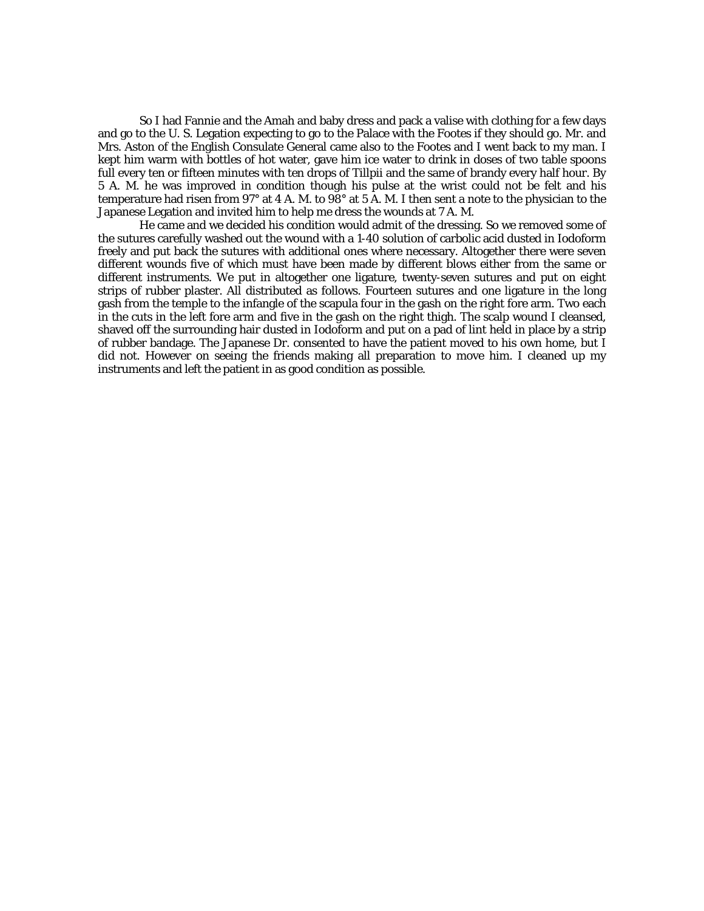So I had Fannie and the Amah and baby dress and pack a valise with clothing for a few days and go to the U. S. Legation expecting to go to the Palace with the Footes if they should go. Mr. and Mrs. Aston of the English Consulate General came also to the Footes and I went back to my man. I kept him warm with bottles of hot water, gave him ice water to drink in doses of two table spoons full every ten or fifteen minutes with ten drops of Tillpii and the same of brandy every half hour. By 5 A. M. he was improved in condition though his pulse at the wrist could not be felt and his temperature had risen from 97° at 4 A. M. to 98° at 5 A. M. I then sent a note to the physician to the Japanese Legation and invited him to help me dress the wounds at 7 A. M.

He came and we decided his condition would admit of the dressing. So we removed some of the sutures carefully washed out the wound with a 1-40 solution of carbolic acid dusted in Iodoform freely and put back the sutures with additional ones where necessary. Altogether there were seven different wounds five of which must have been made by different blows either from the same or different instruments. We put in altogether one ligature, twenty-seven sutures and put on eight strips of rubber plaster. All distributed as follows. Fourteen sutures and one ligature in the long gash from the temple to the infangle of the scapula four in the gash on the right fore arm. Two each in the cuts in the left fore arm and five in the gash on the right thigh. The scalp wound I cleansed, shaved off the surrounding hair dusted in Iodoform and put on a pad of lint held in place by a strip of rubber bandage. The Japanese Dr. consented to have the patient moved to his own home, but I did not. However on seeing the friends making all preparation to move him. I cleaned up my instruments and left the patient in as good condition as possible.